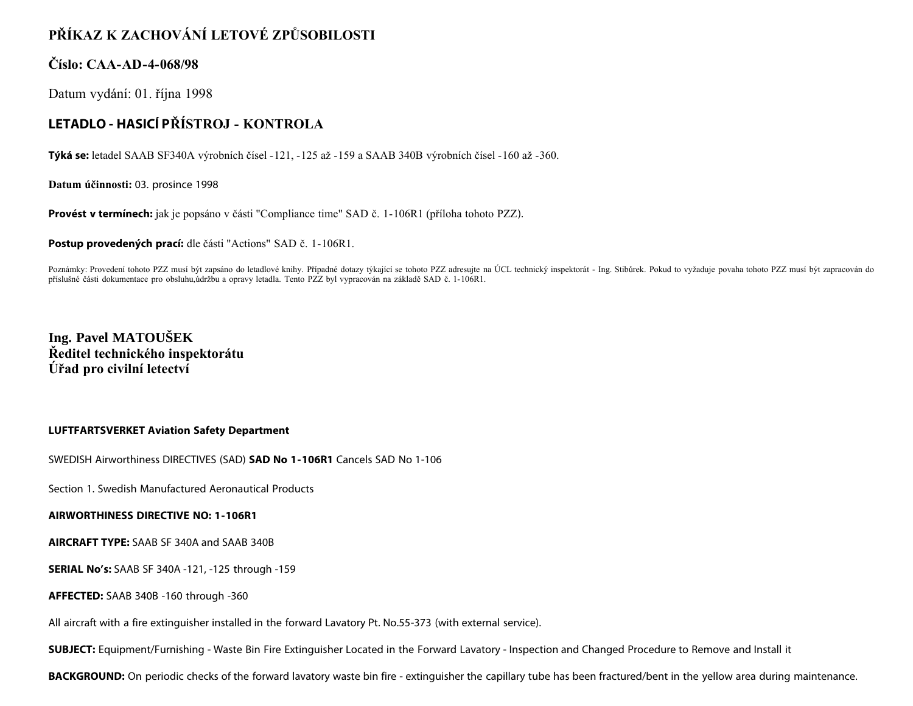# PŘÍKAZ K ZACHOVÁNÍ LETOVÉ ZPŮSOBILOSTI

## Číslo: CAA-AD-4-068/98

Datum vydání: 01. října 1998

## LETADLO - HASICÍ PŘÍSTROJ - KONTROLA

**Týká se:** letadel SAAB SF340A výrobních čísel -121, -125 až -159 a SAAB 340B výrobních čísel -160 až -360.

**Datum účinnosti:** 03. prosince 1998

**Provést v termínech:** jak je popsáno v části "Compliance time" SAD č. 1-106R1 (příloha tohoto PZZ).

**Postup provedených prací:** dle části "Actions" SAD č. 1-106R1.

Poznámky: Provedení tohoto PZZ musí být zapsáno do letadlové knihy. Případné dotazy týkající se tohoto PZZ adresujte na ÚCL technický inspektorát - Ing. Stibůrek. Pokud to vyžaduje povaha tohoto PZZ musí být zapracován do příslušné části dokumentace pro obsluhu,údržbu a opravy letadla. Tento PZZ byl vypracován na základě SAD č. 1-106R1.

**Ing. Pavel MATOUŠEK**
**Ředitel technického inspektorátu**
**Úřad pro civilní letectví**

**LUFTFARTSVERKET Aviation Safety Department**

SWEDISH Airworthiness DIRECTIVES (SAD) **SAD No 1-106R1** Cancels SAD No 1-106

Section 1. Swedish Manufactured Aeronautical Products

**AIRWORTHINESS DIRECTIVE NO: 1-106R1**

**AIRCRAFT TYPE:** SAAB SF 340A and SAAB 340B

**SERIAL No's:** SAAB SF 340A -121, -125 through -159

**AFFECTED:** SAAB 340B -160 through -360

All aircraft with a fire extinguisher installed in the forward Lavatory Pt. No.55-373 (with external service).

**SUBJECT:** Equipment/Furnishing - Waste Bin Fire Extinguisher Located in the Forward Lavatory - Inspection and Changed Procedure to Remove and Install it

**BACKGROUND:** On periodic checks of the forward lavatory waste bin fire - extinguisher the capillary tube has been fractured/bent in the yellow area during maintenance.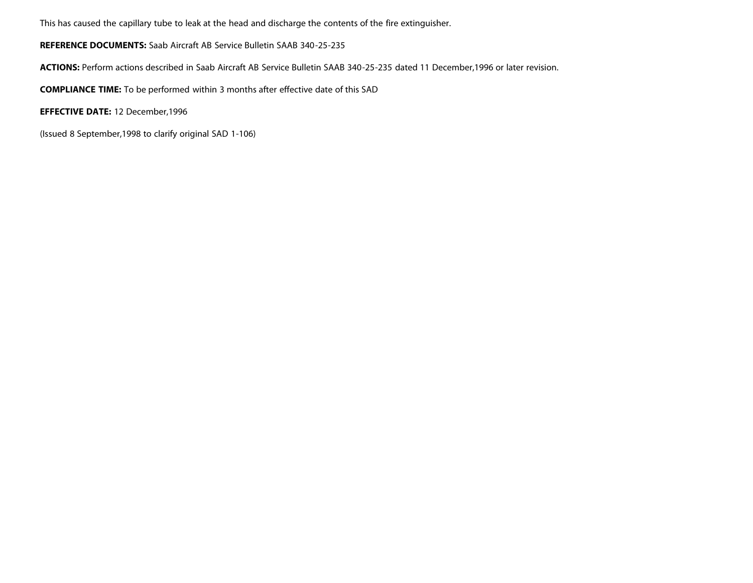This has caused the capillary tube to leak at the head and discharge the contents of the fire extinguisher.

**REFERENCE DOCUMENTS:** Saab Aircraft AB Service Bulletin SAAB 340-25-235

**ACTIONS:** Perform actions described in Saab Aircraft AB Service Bulletin SAAB 340-25-235 dated 11 December,1996 or later revision.

**COMPLIANCE TIME:** To be performed within 3 months after effective date of this SAD

**EFFECTIVE DATE:** 12 December,1996

(Issued 8 September,1998 to clarify original SAD 1-106)